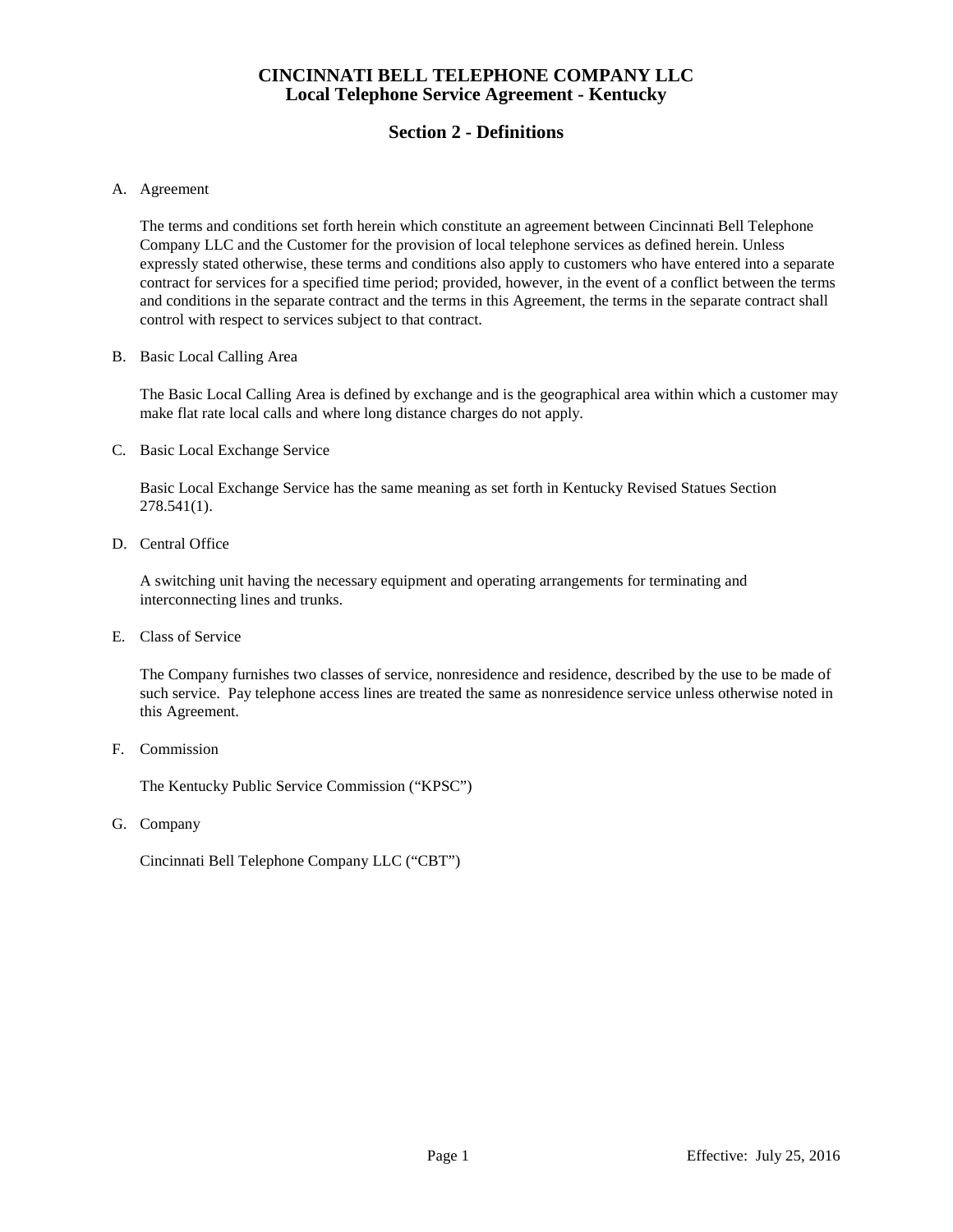# CINCINNATI BELL TELEPHONE COMPANY LLC
# Local Telephone Service Agreement - Kentucky

## Section 2 - Definitions

A. Agreement

The terms and conditions set forth herein which constitute an agreement between Cincinnati Bell Telephone Company LLC and the Customer for the provision of local telephone services as defined herein. Unless expressly stated otherwise, these terms and conditions also apply to customers who have entered into a separate contract for services for a specified time period; provided, however, in the event of a conflict between the terms and conditions in the separate contract and the terms in this Agreement, the terms in the separate contract shall control with respect to services subject to that contract.

B. Basic Local Calling Area

The Basic Local Calling Area is defined by exchange and is the geographical area within which a customer may make flat rate local calls and where long distance charges do not apply.

C. Basic Local Exchange Service

Basic Local Exchange Service has the same meaning as set forth in Kentucky Revised Statues Section 278.541(1).

D. Central Office

A switching unit having the necessary equipment and operating arrangements for terminating and interconnecting lines and trunks.

E. Class of Service

The Company furnishes two classes of service, nonresidence and residence, described by the use to be made of such service. Pay telephone access lines are treated the same as nonresidence service unless otherwise noted in this Agreement.

F. Commission

The Kentucky Public Service Commission ("KPSC")

G. Company

Cincinnati Bell Telephone Company LLC ("CBT")

Effective: July 25, 2016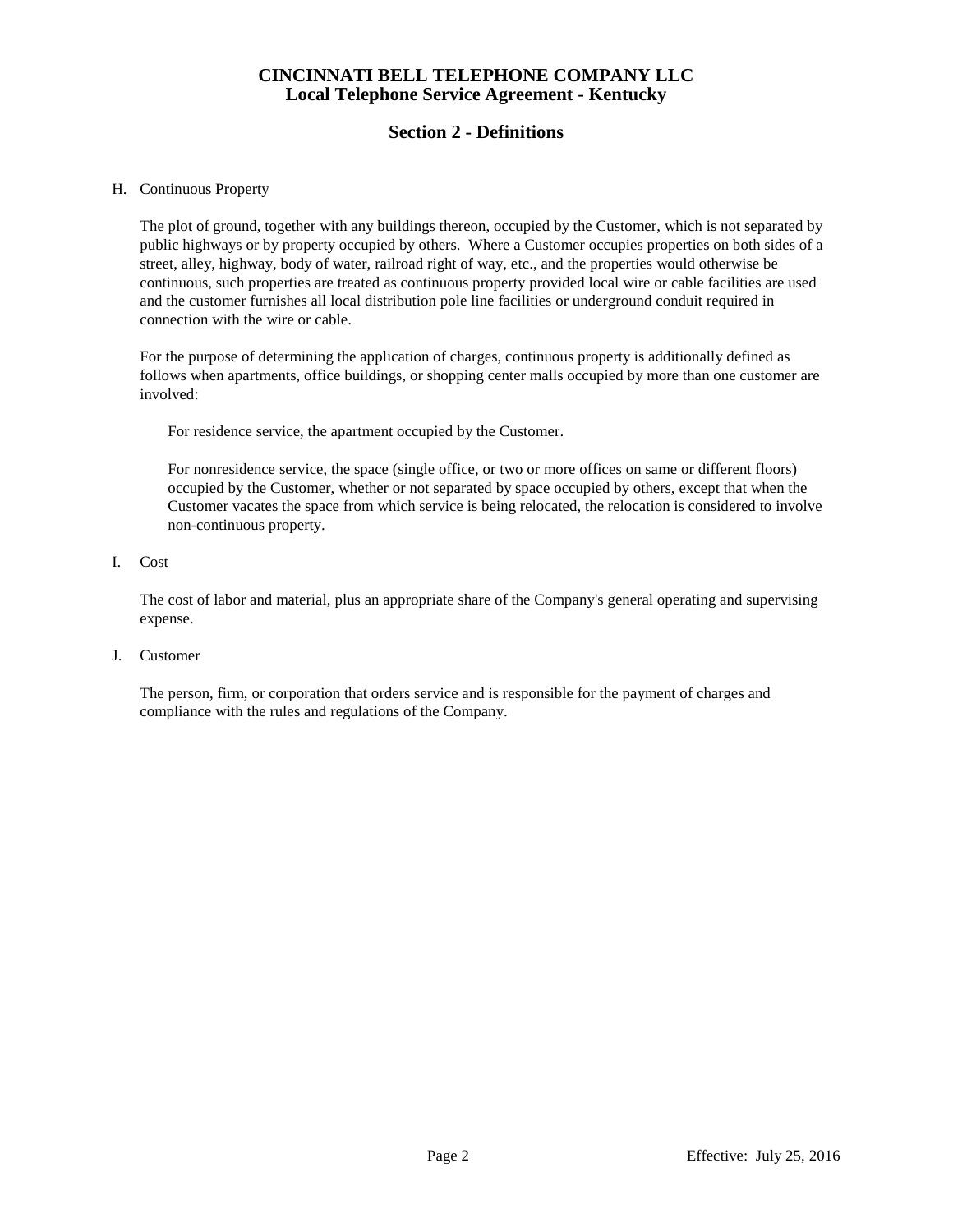# CINCINNATI BELL TELEPHONE COMPANY LLC
# Local Telephone Service Agreement - Kentucky

## Section 2 - Definitions

H. Continuous Property

The plot of ground, together with any buildings thereon, occupied by the Customer, which is not separated by public highways or by property occupied by others. Where a Customer occupies properties on both sides of a street, alley, highway, body of water, railroad right of way, etc., and the properties would otherwise be continuous, such properties are treated as continuous property provided local wire or cable facilities are used and the customer furnishes all local distribution pole line facilities or underground conduit required in connection with the wire or cable.

For the purpose of determining the application of charges, continuous property is additionally defined as follows when apartments, office buildings, or shopping center malls occupied by more than one customer are involved:

For residence service, the apartment occupied by the Customer.

For nonresidence service, the space (single office, or two or more offices on same or different floors) occupied by the Customer, whether or not separated by space occupied by others, except that when the Customer vacates the space from which service is being relocated, the relocation is considered to involve non-continuous property.

I. Cost

The cost of labor and material, plus an appropriate share of the Company's general operating and supervising expense.

J. Customer

The person, firm, or corporation that orders service and is responsible for the payment of charges and compliance with the rules and regulations of the Company.

Effective: July 25, 2016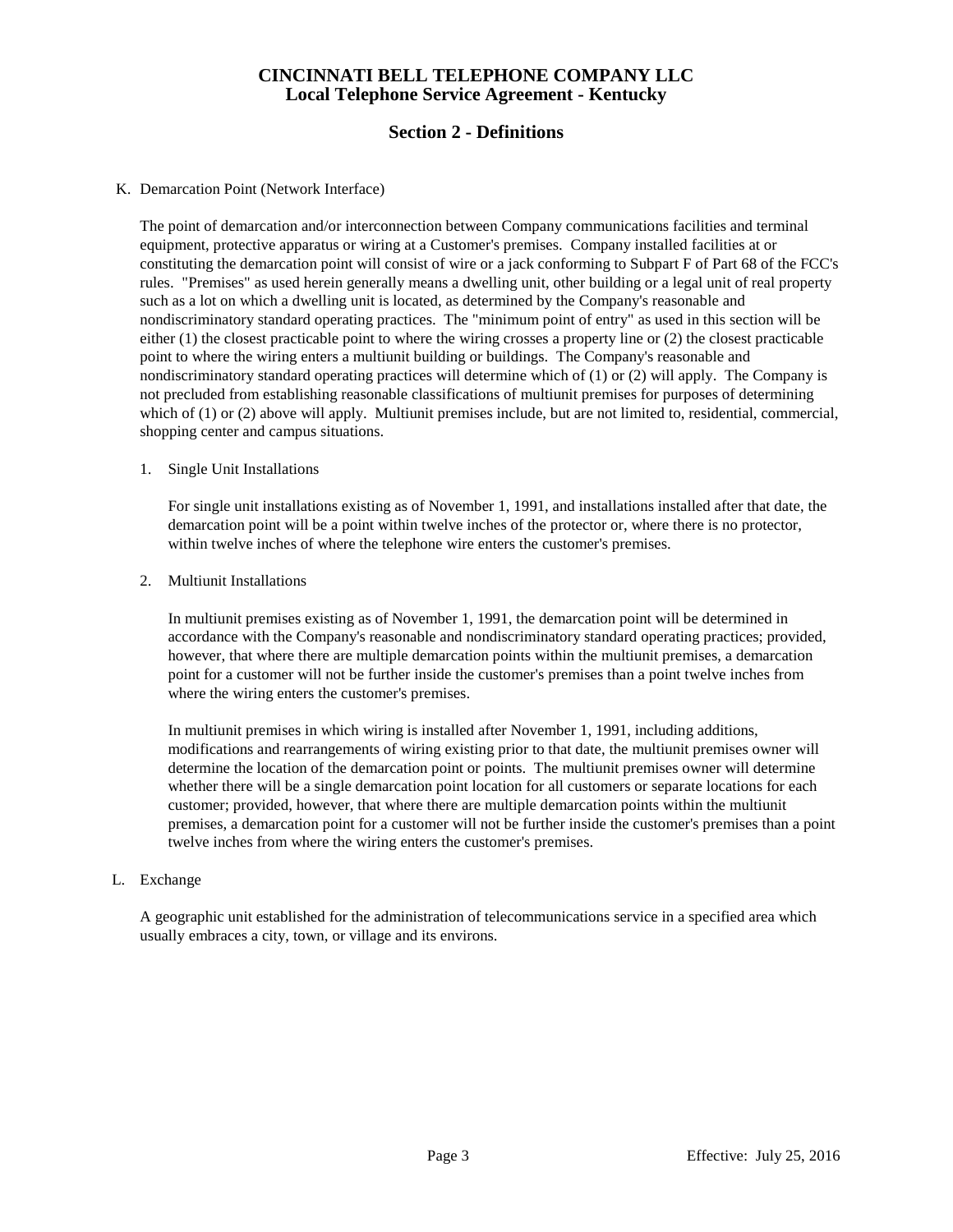# CINCINNATI BELL TELEPHONE COMPANY LLC
# Local Telephone Service Agreement - Kentucky

## Section 2 - Definitions

K. Demarcation Point (Network Interface)

The point of demarcation and/or interconnection between Company communications facilities and terminal equipment, protective apparatus or wiring at a Customer's premises. Company installed facilities at or constituting the demarcation point will consist of wire or a jack conforming to Subpart F of Part 68 of the FCC's rules. "Premises" as used herein generally means a dwelling unit, other building or a legal unit of real property such as a lot on which a dwelling unit is located, as determined by the Company's reasonable and nondiscriminatory standard operating practices. The "minimum point of entry" as used in this section will be either (1) the closest practicable point to where the wiring crosses a property line or (2) the closest practicable point to where the wiring enters a multiunit building or buildings. The Company's reasonable and nondiscriminatory standard operating practices will determine which of (1) or (2) will apply. The Company is not precluded from establishing reasonable classifications of multiunit premises for purposes of determining which of (1) or (2) above will apply. Multiunit premises include, but are not limited to, residential, commercial, shopping center and campus situations.

1. Single Unit Installations

   For single unit installations existing as of November 1, 1991, and installations installed after that date, the demarcation point will be a point within twelve inches of the protector or, where there is no protector, within twelve inches of where the telephone wire enters the customer's premises.

2. Multiunit Installations

   In multiunit premises existing as of November 1, 1991, the demarcation point will be determined in accordance with the Company's reasonable and nondiscriminatory standard operating practices; provided, however, that where there are multiple demarcation points within the multiunit premises, a demarcation point for a customer will not be further inside the customer's premises than a point twelve inches from where the wiring enters the customer's premises.

   In multiunit premises in which wiring is installed after November 1, 1991, including additions, modifications and rearrangements of wiring existing prior to that date, the multiunit premises owner will determine the location of the demarcation point or points. The multiunit premises owner will determine whether there will be a single demarcation point location for all customers or separate locations for each customer; provided, however, that where there are multiple demarcation points within the multiunit premises, a demarcation point for a customer will not be further inside the customer's premises than a point twelve inches from where the wiring enters the customer's premises.

L. Exchange

A geographic unit established for the administration of telecommunications service in a specified area which usually embraces a city, town, or village and its environs.

Effective: July 25, 2016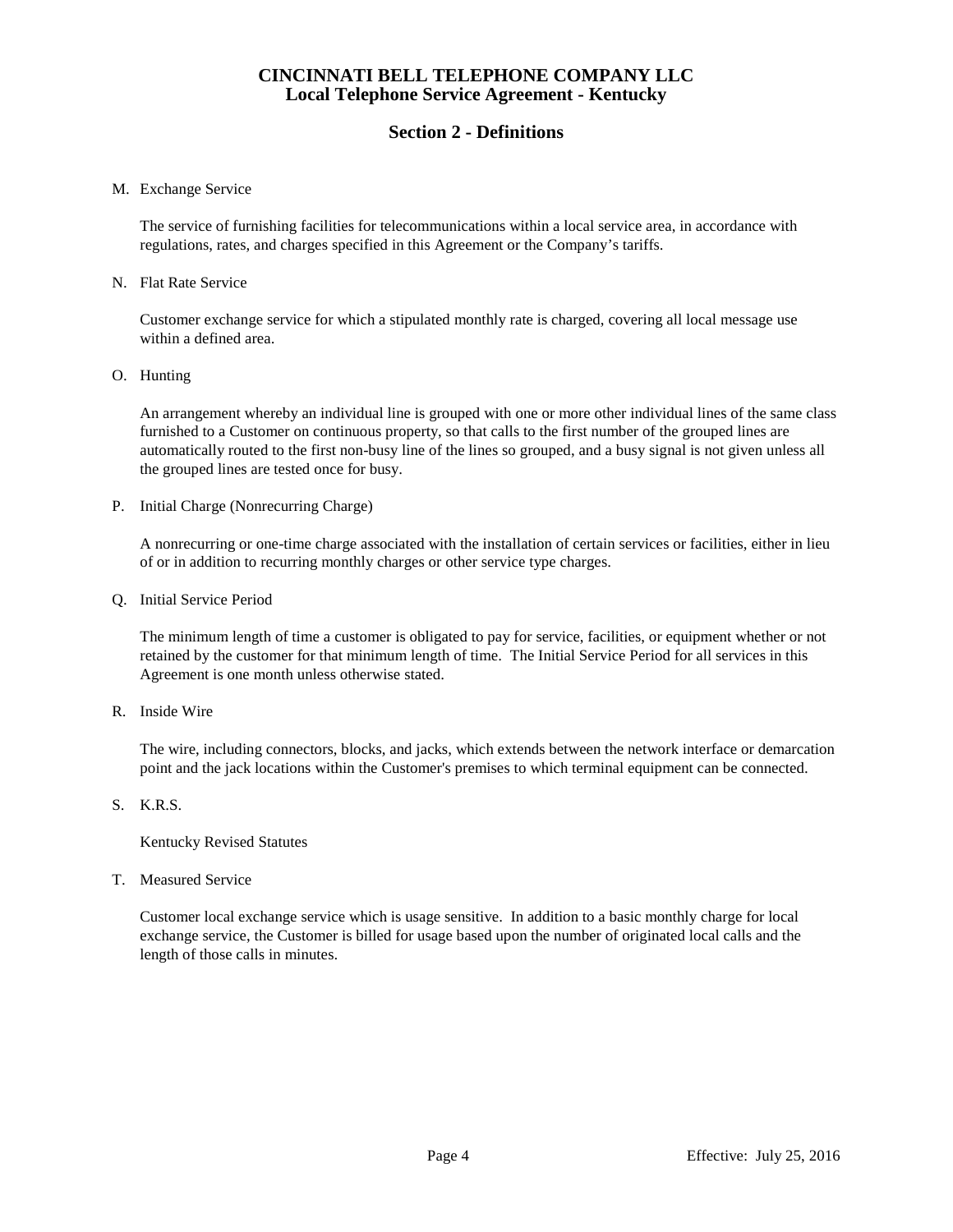# CINCINNATI BELL TELEPHONE COMPANY LLC
## Local Telephone Service Agreement - Kentucky

## Section 2 - Definitions

M. Exchange Service

The service of furnishing facilities for telecommunications within a local service area, in accordance with regulations, rates, and charges specified in this Agreement or the Company's tariffs.

N. Flat Rate Service

Customer exchange service for which a stipulated monthly rate is charged, covering all local message use within a defined area.

O. Hunting

An arrangement whereby an individual line is grouped with one or more other individual lines of the same class furnished to a Customer on continuous property, so that calls to the first number of the grouped lines are automatically routed to the first non-busy line of the lines so grouped, and a busy signal is not given unless all the grouped lines are tested once for busy.

P. Initial Charge (Nonrecurring Charge)

A nonrecurring or one-time charge associated with the installation of certain services or facilities, either in lieu of or in addition to recurring monthly charges or other service type charges.

Q. Initial Service Period

The minimum length of time a customer is obligated to pay for service, facilities, or equipment whether or not retained by the customer for that minimum length of time. The Initial Service Period for all services in this Agreement is one month unless otherwise stated.

R. Inside Wire

The wire, including connectors, blocks, and jacks, which extends between the network interface or demarcation point and the jack locations within the Customer's premises to which terminal equipment can be connected.

S. K.R.S.

Kentucky Revised Statutes

T. Measured Service

Customer local exchange service which is usage sensitive. In addition to a basic monthly charge for local exchange service, the Customer is billed for usage based upon the number of originated local calls and the length of those calls in minutes.

Effective: July 25, 2016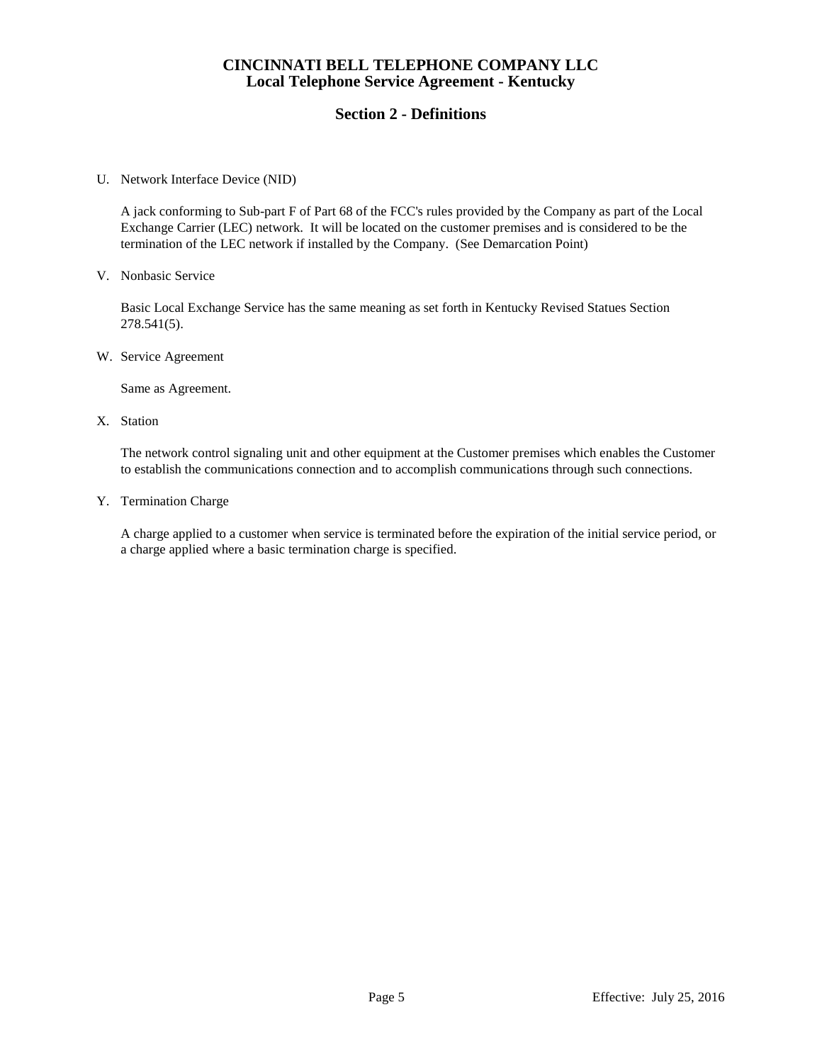# CINCINNATI BELL TELEPHONE COMPANY LLC
## Local Telephone Service Agreement - Kentucky

## Section 2 - Definitions

U. Network Interface Device (NID)

A jack conforming to Sub-part F of Part 68 of the FCC's rules provided by the Company as part of the Local Exchange Carrier (LEC) network. It will be located on the customer premises and is considered to be the termination of the LEC network if installed by the Company. (See Demarcation Point)

V. Nonbasic Service

Basic Local Exchange Service has the same meaning as set forth in Kentucky Revised Statues Section 278.541(5).

W. Service Agreement

Same as Agreement.

X. Station

The network control signaling unit and other equipment at the Customer premises which enables the Customer to establish the communications connection and to accomplish communications through such connections.

Y. Termination Charge

A charge applied to a customer when service is terminated before the expiration of the initial service period, or a charge applied where a basic termination charge is specified.

Effective: July 25, 2016